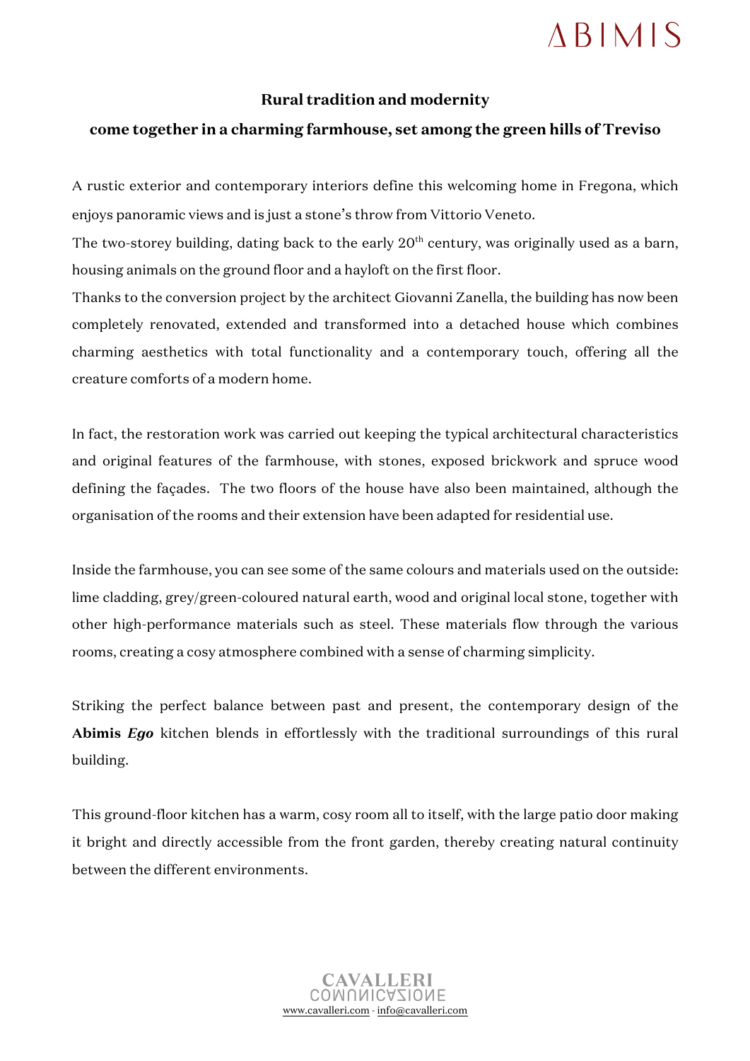## Rural tradition and modernity

## come together in a charming farmhouse, set among the green hills of Treviso

A rustic exterior and contemporary interiors define this welcoming home in Fregona, which enjoys panoramic views and is just a stone's throw from Vittorio Veneto.

The two-storey building, dating back to the early 20th century, was originally used as a barn, housing animals on the ground floor and a hayloft on the first floor.

Thanks to the conversion project by the architect Giovanni Zanella, the building has now been completely renovated, extended and transformed into a detached house which combines charming aesthetics with total functionality and a contemporary touch, offering all the creature comforts of a modern home.

In fact, the restoration work was carried out keeping the typical architectural characteristics and original features of the farmhouse, with stones, exposed brickwork and spruce wood defining the façades. The two floors of the house have also been maintained, although the organisation of the rooms and their extension have been adapted for residential use.

Inside the farmhouse, you can see some of the same colours and materials used on the outside: lime cladding, grey/green-coloured natural earth, wood and original local stone, together with other high-performance materials such as steel. These materials flow through the various rooms, creating a cosy atmosphere combined with a sense of charming simplicity.

Striking the perfect balance between past and present, the contemporary design of the **Abimis *Ego*** kitchen blends in effortlessly with the traditional surroundings of this rural building.

This ground-floor kitchen has a warm, cosy room all to itself, with the large patio door making it bright and directly accessible from the front garden, thereby creating natural continuity between the different environments.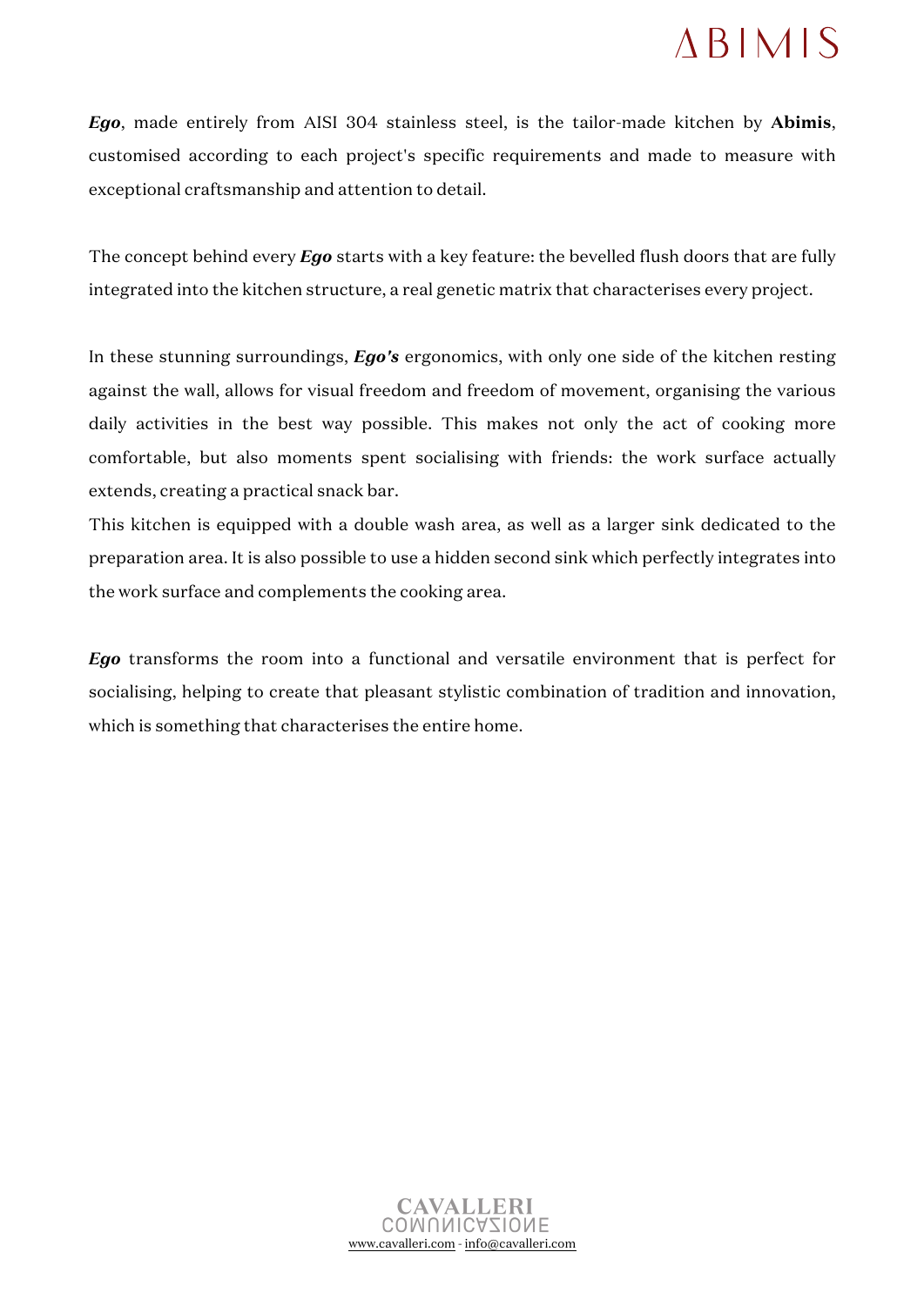***Ego***, made entirely from AISI 304 stainless steel, is the tailor-made kitchen by **Abimis**, customised according to each project's specific requirements and made to measure with exceptional craftsmanship and attention to detail.

The concept behind every ***Ego*** starts with a key feature: the bevelled flush doors that are fully integrated into the kitchen structure, a real genetic matrix that characterises every project.

In these stunning surroundings, ***Ego's*** ergonomics, with only one side of the kitchen resting against the wall, allows for visual freedom and freedom of movement, organising the various daily activities in the best way possible. This makes not only the act of cooking more comfortable, but also moments spent socialising with friends: the work surface actually extends, creating a practical snack bar.

This kitchen is equipped with a double wash area, as well as a larger sink dedicated to the preparation area. It is also possible to use a hidden second sink which perfectly integrates into the work surface and complements the cooking area.

***Ego*** transforms the room into a functional and versatile environment that is perfect for socialising, helping to create that pleasant stylistic combination of tradition and innovation, which is something that characterises the entire home.